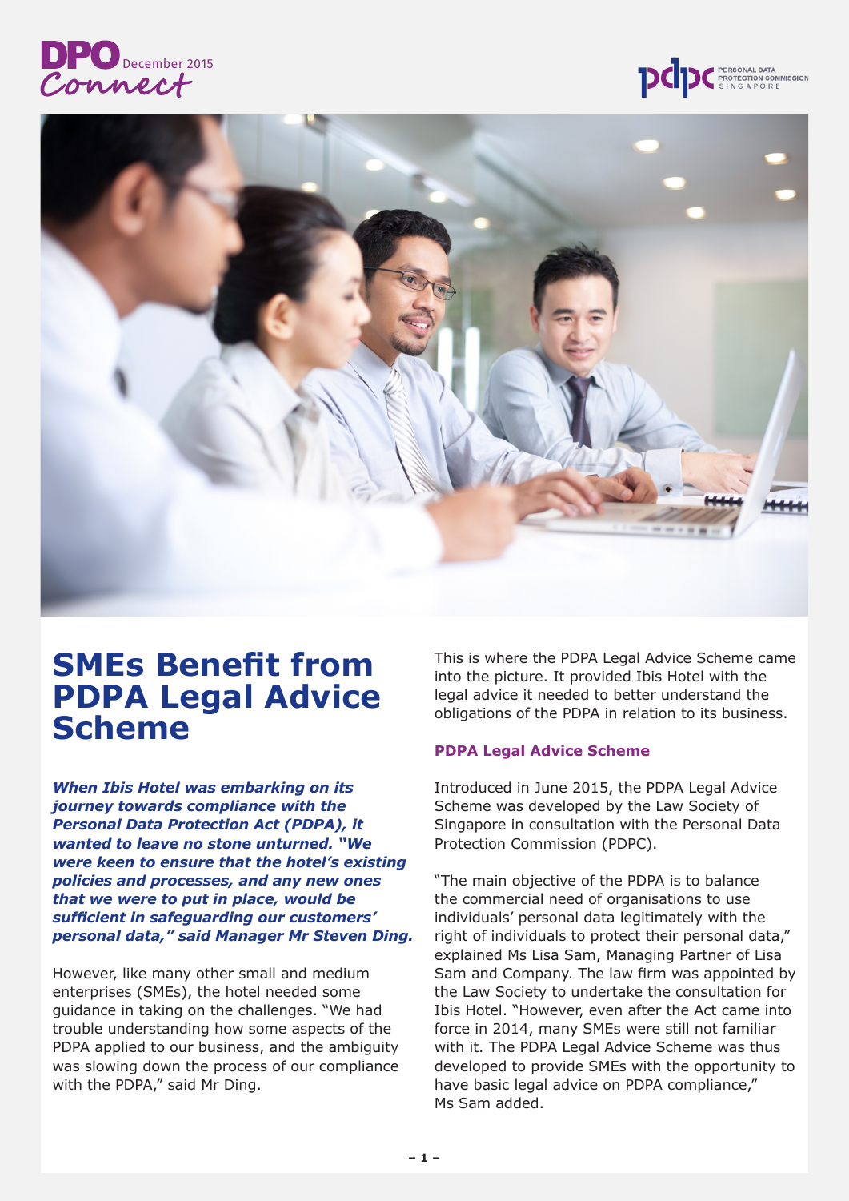DPO Connect December 2015

# SMEs Benefit from PDPA Legal Advice Scheme

***When Ibis Hotel was embarking on its journey towards compliance with the Personal Data Protection Act (PDPA), it wanted to leave no stone unturned. "We were keen to ensure that the hotel's existing policies and processes, and any new ones that we were to put in place, would be sufficient in safeguarding our customers' personal data," said Manager Mr Steven Ding.***

However, like many other small and medium enterprises (SMEs), the hotel needed some guidance in taking on the challenges. "We had trouble understanding how some aspects of the PDPA applied to our business, and the ambiguity was slowing down the process of our compliance with the PDPA," said Mr Ding.

This is where the PDPA Legal Advice Scheme came into the picture. It provided Ibis Hotel with the legal advice it needed to better understand the obligations of the PDPA in relation to its business.

### PDPA Legal Advice Scheme

Introduced in June 2015, the PDPA Legal Advice Scheme was developed by the Law Society of Singapore in consultation with the Personal Data Protection Commission (PDPC).

"The main objective of the PDPA is to balance the commercial need of organisations to use individuals' personal data legitimately with the right of individuals to protect their personal data," explained Ms Lisa Sam, Managing Partner of Lisa Sam and Company. The law firm was appointed by the Law Society to undertake the consultation for Ibis Hotel. "However, even after the Act came into force in 2014, many SMEs were still not familiar with it. The PDPA Legal Advice Scheme was thus developed to provide SMEs with the opportunity to have basic legal advice on PDPA compliance," Ms Sam added.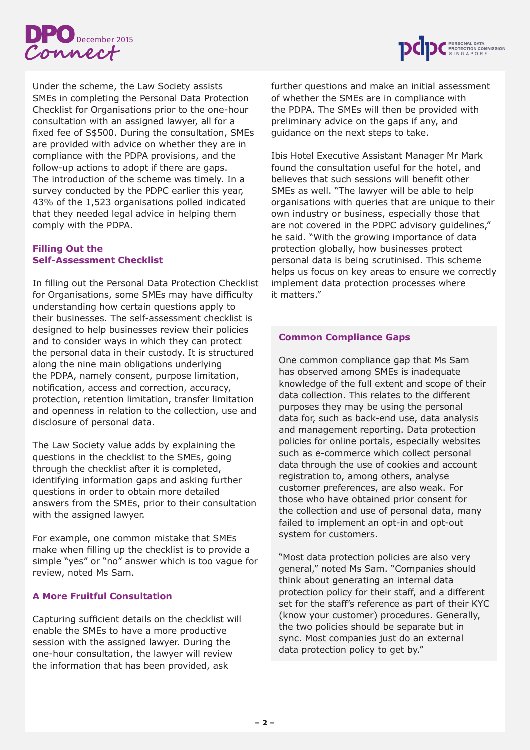Under the scheme, the Law Society assists SMEs in completing the Personal Data Protection Checklist for Organisations prior to the one-hour consultation with an assigned lawyer, all for a fixed fee of S$500. During the consultation, SMEs are provided with advice on whether they are in compliance with the PDPA provisions, and the follow-up actions to adopt if there are gaps. The introduction of the scheme was timely. In a survey conducted by the PDPC earlier this year, 43% of the 1,523 organisations polled indicated that they needed legal advice in helping them comply with the PDPA.

### Filling Out the Self-Assessment Checklist

In filling out the Personal Data Protection Checklist for Organisations, some SMEs may have difficulty understanding how certain questions apply to their businesses. The self-assessment checklist is designed to help businesses review their policies and to consider ways in which they can protect the personal data in their custody. It is structured along the nine main obligations underlying the PDPA, namely consent, purpose limitation, notification, access and correction, accuracy, protection, retention limitation, transfer limitation and openness in relation to the collection, use and disclosure of personal data.

The Law Society value adds by explaining the questions in the checklist to the SMEs, going through the checklist after it is completed, identifying information gaps and asking further questions in order to obtain more detailed answers from the SMEs, prior to their consultation with the assigned lawyer.

For example, one common mistake that SMEs make when filling up the checklist is to provide a simple "yes" or "no" answer which is too vague for review, noted Ms Sam.

### A More Fruitful Consultation

Capturing sufficient details on the checklist will enable the SMEs to have a more productive session with the assigned lawyer. During the one-hour consultation, the lawyer will review the information that has been provided, ask further questions and make an initial assessment of whether the SMEs are in compliance with the PDPA. The SMEs will then be provided with preliminary advice on the gaps if any, and guidance on the next steps to take.

Ibis Hotel Executive Assistant Manager Mr Mark found the consultation useful for the hotel, and believes that such sessions will benefit other SMEs as well. "The lawyer will be able to help organisations with queries that are unique to their own industry or business, especially those that are not covered in the PDPC advisory guidelines," he said. "With the growing importance of data protection globally, how businesses protect personal data is being scrutinised. This scheme helps us focus on key areas to ensure we correctly implement data protection processes where it matters."

### Common Compliance Gaps

One common compliance gap that Ms Sam has observed among SMEs is inadequate knowledge of the full extent and scope of their data collection. This relates to the different purposes they may be using the personal data for, such as back-end use, data analysis and management reporting. Data protection policies for online portals, especially websites such as e-commerce which collect personal data through the use of cookies and account registration to, among others, analyse customer preferences, are also weak. For those who have obtained prior consent for the collection and use of personal data, many failed to implement an opt-in and opt-out system for customers.

"Most data protection policies are also very general," noted Ms Sam. "Companies should think about generating an internal data protection policy for their staff, and a different set for the staff's reference as part of their KYC (know your customer) procedures. Generally, the two policies should be separate but in sync. Most companies just do an external data protection policy to get by."